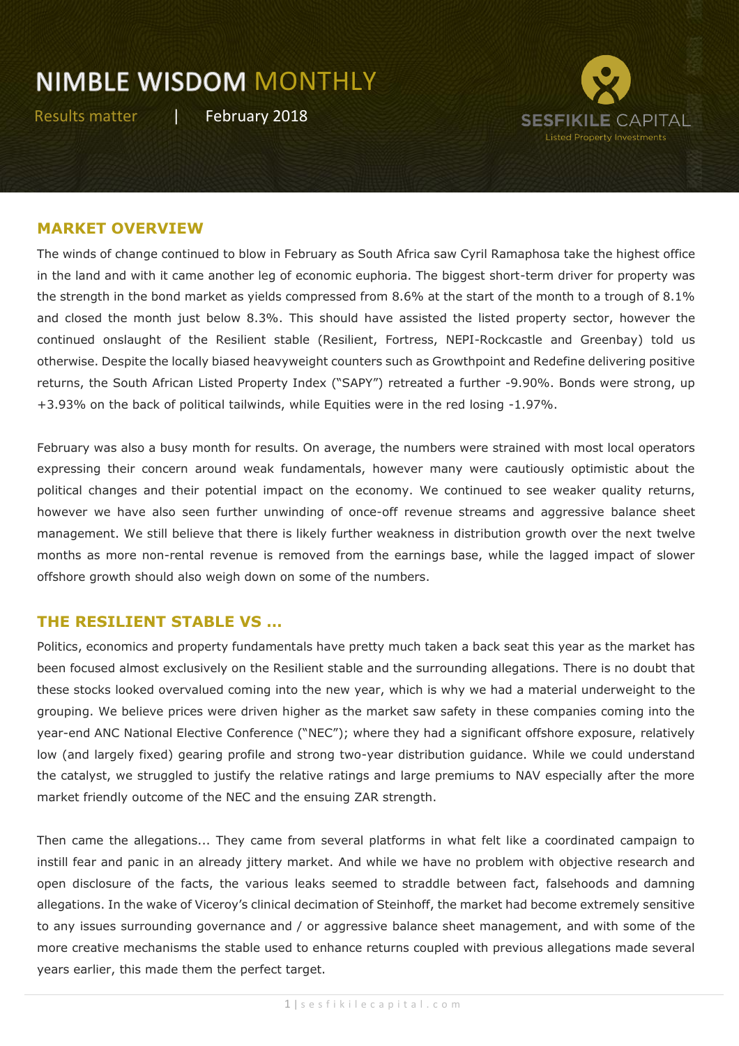# NIMBLE WISDOM MONTHLY

Results matter | February 2018

SESFIKILE CAPITAL
Listed Property Investments

## MARKET OVERVIEW

The winds of change continued to blow in February as South Africa saw Cyril Ramaphosa take the highest office in the land and with it came another leg of economic euphoria. The biggest short-term driver for property was the strength in the bond market as yields compressed from 8.6% at the start of the month to a trough of 8.1% and closed the month just below 8.3%. This should have assisted the listed property sector, however the continued onslaught of the Resilient stable (Resilient, Fortress, NEPI-Rockcastle and Greenbay) told us otherwise. Despite the locally biased heavyweight counters such as Growthpoint and Redefine delivering positive returns, the South African Listed Property Index ("SAPY") retreated a further -9.90%. Bonds were strong, up +3.93% on the back of political tailwinds, while Equities were in the red losing -1.97%.

February was also a busy month for results. On average, the numbers were strained with most local operators expressing their concern around weak fundamentals, however many were cautiously optimistic about the political changes and their potential impact on the economy. We continued to see weaker quality returns, however we have also seen further unwinding of once-off revenue streams and aggressive balance sheet management. We still believe that there is likely further weakness in distribution growth over the next twelve months as more non-rental revenue is removed from the earnings base, while the lagged impact of slower offshore growth should also weigh down on some of the numbers.

## THE RESILIENT STABLE VS ...

Politics, economics and property fundamentals have pretty much taken a back seat this year as the market has been focused almost exclusively on the Resilient stable and the surrounding allegations. There is no doubt that these stocks looked overvalued coming into the new year, which is why we had a material underweight to the grouping. We believe prices were driven higher as the market saw safety in these companies coming into the year-end ANC National Elective Conference ("NEC"); where they had a significant offshore exposure, relatively low (and largely fixed) gearing profile and strong two-year distribution guidance. While we could understand the catalyst, we struggled to justify the relative ratings and large premiums to NAV especially after the more market friendly outcome of the NEC and the ensuing ZAR strength.

Then came the allegations... They came from several platforms in what felt like a coordinated campaign to instill fear and panic in an already jittery market. And while we have no problem with objective research and open disclosure of the facts, the various leaks seemed to straddle between fact, falsehoods and damning allegations. In the wake of Viceroy's clinical decimation of Steinhoff, the market had become extremely sensitive to any issues surrounding governance and / or aggressive balance sheet management, and with some of the more creative mechanisms the stable used to enhance returns coupled with previous allegations made several years earlier, this made them the perfect target.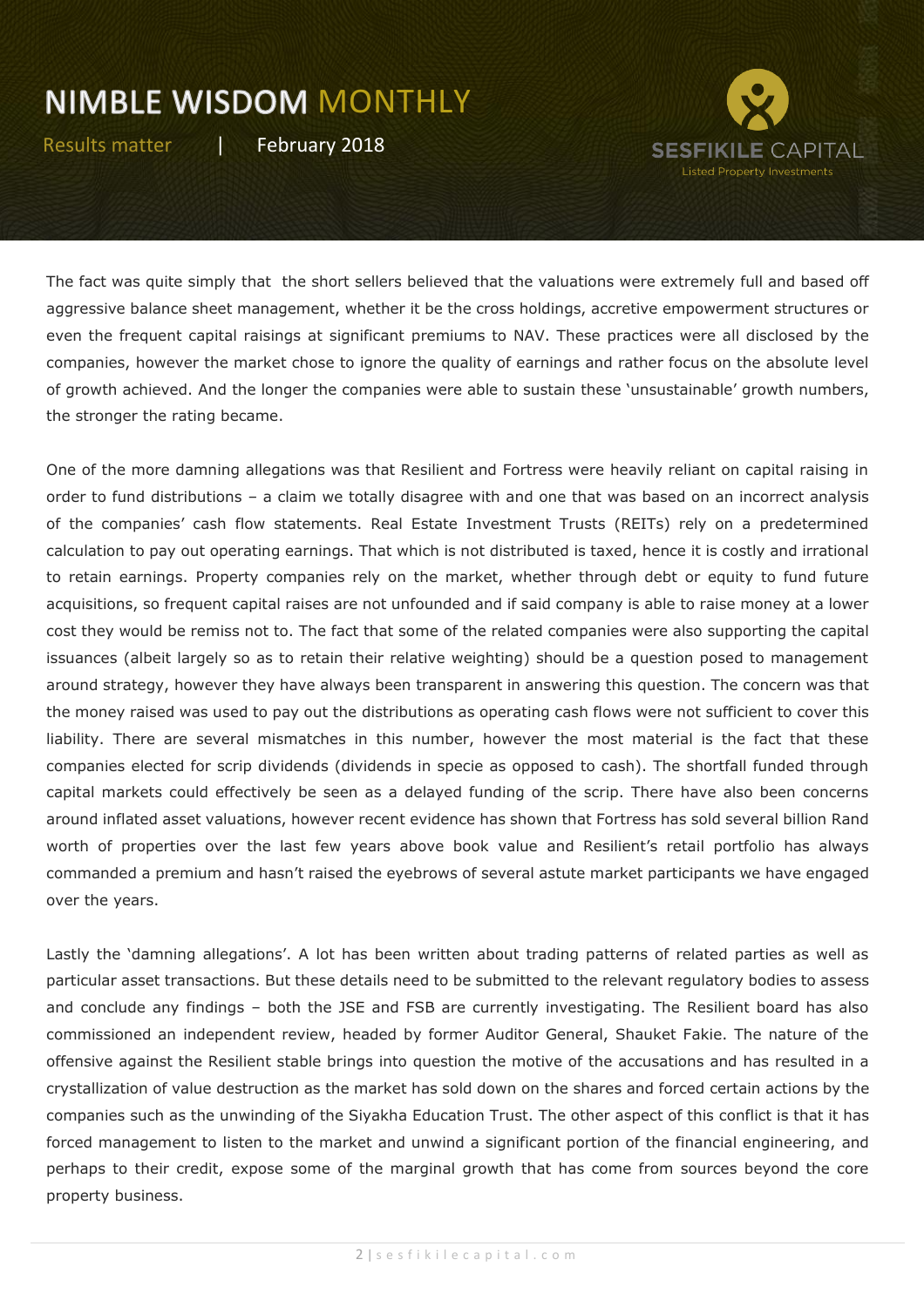The fact was quite simply that the short sellers believed that the valuations were extremely full and based off aggressive balance sheet management, whether it be the cross holdings, accretive empowerment structures or even the frequent capital raisings at significant premiums to NAV. These practices were all disclosed by the companies, however the market chose to ignore the quality of earnings and rather focus on the absolute level of growth achieved. And the longer the companies were able to sustain these 'unsustainable' growth numbers, the stronger the rating became.

One of the more damning allegations was that Resilient and Fortress were heavily reliant on capital raising in order to fund distributions – a claim we totally disagree with and one that was based on an incorrect analysis of the companies' cash flow statements. Real Estate Investment Trusts (REITs) rely on a predetermined calculation to pay out operating earnings. That which is not distributed is taxed, hence it is costly and irrational to retain earnings. Property companies rely on the market, whether through debt or equity to fund future acquisitions, so frequent capital raises are not unfounded and if said company is able to raise money at a lower cost they would be remiss not to. The fact that some of the related companies were also supporting the capital issuances (albeit largely so as to retain their relative weighting) should be a question posed to management around strategy, however they have always been transparent in answering this question. The concern was that the money raised was used to pay out the distributions as operating cash flows were not sufficient to cover this liability. There are several mismatches in this number, however the most material is the fact that these companies elected for scrip dividends (dividends in specie as opposed to cash). The shortfall funded through capital markets could effectively be seen as a delayed funding of the scrip. There have also been concerns around inflated asset valuations, however recent evidence has shown that Fortress has sold several billion Rand worth of properties over the last few years above book value and Resilient's retail portfolio has always commanded a premium and hasn't raised the eyebrows of several astute market participants we have engaged over the years.

Lastly the 'damning allegations'. A lot has been written about trading patterns of related parties as well as particular asset transactions. But these details need to be submitted to the relevant regulatory bodies to assess and conclude any findings – both the JSE and FSB are currently investigating. The Resilient board has also commissioned an independent review, headed by former Auditor General, Shauket Fakie. The nature of the offensive against the Resilient stable brings into question the motive of the accusations and has resulted in a crystallization of value destruction as the market has sold down on the shares and forced certain actions by the companies such as the unwinding of the Siyakha Education Trust. The other aspect of this conflict is that it has forced management to listen to the market and unwind a significant portion of the financial engineering, and perhaps to their credit, expose some of the marginal growth that has come from sources beyond the core property business.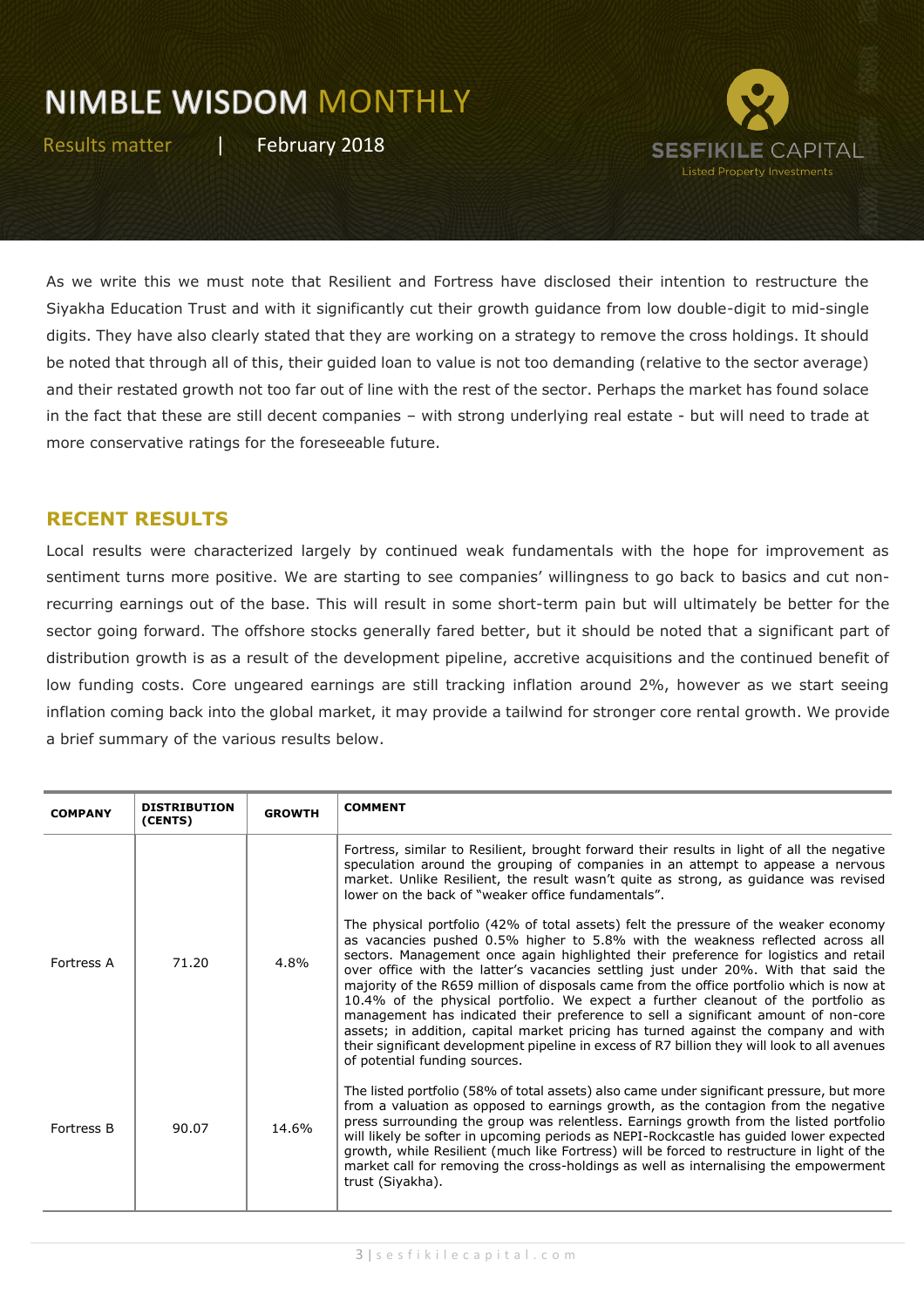# NIMBLE WISDOM MONTHLY

Results matter | February 2018

SESFIKILE CAPITAL
Listed Property Investments

As we write this we must note that Resilient and Fortress have disclosed their intention to restructure the Siyakha Education Trust and with it significantly cut their growth guidance from low double-digit to mid-single digits. They have also clearly stated that they are working on a strategy to remove the cross holdings. It should be noted that through all of this, their guided loan to value is not too demanding (relative to the sector average) and their restated growth not too far out of line with the rest of the sector. Perhaps the market has found solace in the fact that these are still decent companies – with strong underlying real estate - but will need to trade at more conservative ratings for the foreseeable future.

## RECENT RESULTS

Local results were characterized largely by continued weak fundamentals with the hope for improvement as sentiment turns more positive. We are starting to see companies' willingness to go back to basics and cut non-recurring earnings out of the base. This will result in some short-term pain but will ultimately be better for the sector going forward. The offshore stocks generally fared better, but it should be noted that a significant part of distribution growth is as a result of the development pipeline, accretive acquisitions and the continued benefit of low funding costs. Core ungeared earnings are still tracking inflation around 2%, however as we start seeing inflation coming back into the global market, it may provide a tailwind for stronger core rental growth. We provide a brief summary of the various results below.

| COMPANY | DISTRIBUTION (CENTS) | GROWTH | COMMENT |
|---|---|---|---|
| Fortress A | 71.20 | 4.8% | Fortress, similar to Resilient, brought forward their results in light of all the negative speculation around the grouping of companies in an attempt to appease a nervous market. Unlike Resilient, the result wasn't quite as strong, as guidance was revised lower on the back of "weaker office fundamentals". The physical portfolio (42% of total assets) felt the pressure of the weaker economy as vacancies pushed 0.5% higher to 5.8% with the weakness reflected across all sectors. Management once again highlighted their preference for logistics and retail over office with the latter's vacancies settling just under 20%. With that said the majority of the R659 million of disposals came from the office portfolio which is now at 10.4% of the physical portfolio. We expect a further cleanout of the portfolio as management has indicated their preference to sell a significant amount of non-core assets; in addition, capital market pricing has turned against the company and with their significant development pipeline in excess of R7 billion they will look to all avenues of potential funding sources. |
| Fortress B | 90.07 | 14.6% | The listed portfolio (58% of total assets) also came under significant pressure, but more from a valuation as opposed to earnings growth, as the contagion from the negative press surrounding the group was relentless. Earnings growth from the listed portfolio will likely be softer in upcoming periods as NEPI-Rockcastle has guided lower expected growth, while Resilient (much like Fortress) will be forced to restructure in light of the market call for removing the cross-holdings as well as internalising the empowerment trust (Siyakha). |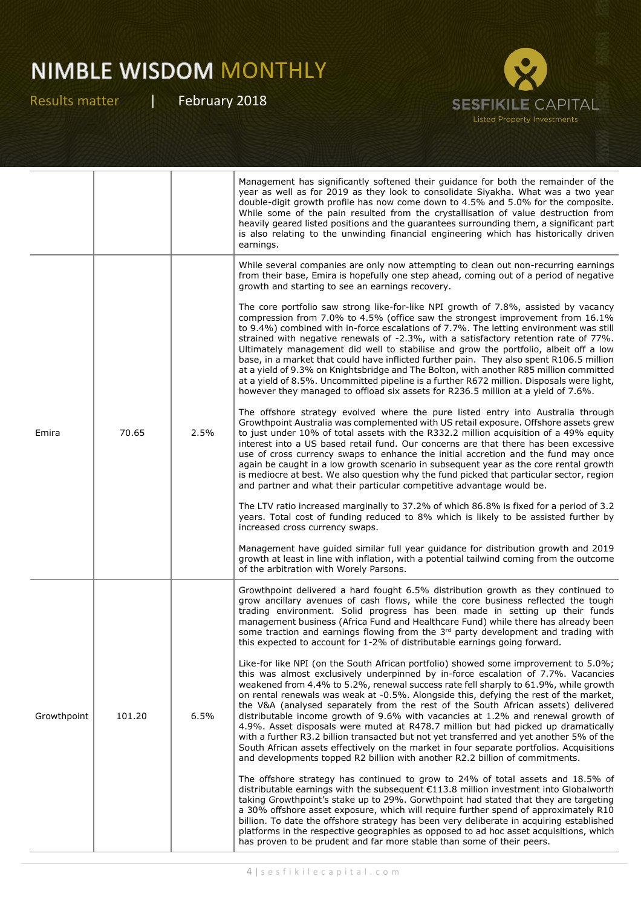| | | | |
|---|---|---|---|
| | | | Management has significantly softened their guidance for both the remainder of the year as well as for 2019 as they look to consolidate Siyakha. What was a two year double-digit growth profile has now come down to 4.5% and 5.0% for the composite. While some of the pain resulted from the crystallisation of value destruction from heavily geared listed positions and the guarantees surrounding them, a significant part is also relating to the unwinding financial engineering which has historically driven earnings. |
| Emira | 70.65 | 2.5% | While several companies are only now attempting to clean out non-recurring earnings from their base, Emira is hopefully one step ahead, coming out of a period of negative growth and starting to see an earnings recovery.<br><br>The core portfolio saw strong like-for-like NPI growth of 7.8%, assisted by vacancy compression from 7.0% to 4.5% (office saw the strongest improvement from 16.1% to 9.4%) combined with in-force escalations of 7.7%. The letting environment was still strained with negative renewals of -2.3%, with a satisfactory retention rate of 77%. Ultimately management did well to stabilise and grow the portfolio, albeit off a low base, in a market that could have inflicted further pain. They also spent R106.5 million at a yield of 9.3% on Knightsbridge and The Bolton, with another R85 million committed at a yield of 8.5%. Uncommitted pipeline is a further R672 million. Disposals were light, however they managed to offload six assets for R236.5 million at a yield of 7.6%.<br><br>The offshore strategy evolved where the pure listed entry into Australia through Growthpoint Australia was complemented with US retail exposure. Offshore assets grew to just under 10% of total assets with the R332.2 million acquisition of a 49% equity interest into a US based retail fund. Our concerns are that there has been excessive use of cross currency swaps to enhance the initial accretion and the fund may once again be caught in a low growth scenario in subsequent year as the core rental growth is mediocre at best. We also question why the fund picked that particular sector, region and partner and what their particular competitive advantage would be.<br><br>The LTV ratio increased marginally to 37.2% of which 86.8% is fixed for a period of 3.2 years. Total cost of funding reduced to 8% which is likely to be assisted further by increased cross currency swaps.<br><br>Management have guided similar full year guidance for distribution growth and 2019 growth at least in line with inflation, with a potential tailwind coming from the outcome of the arbitration with Worely Parsons. |
| Growthpoint | 101.20 | 6.5% | Growthpoint delivered a hard fought 6.5% distribution growth as they continued to grow ancillary avenues of cash flows, while the core business reflected the tough trading environment. Solid progress has been made in setting up their funds management business (Africa Fund and Healthcare Fund) while there has already been some traction and earnings flowing from the 3rd party development and trading with this expected to account for 1-2% of distributable earnings going forward.<br><br>Like-for like NPI (on the South African portfolio) showed some improvement to 5.0%; this was almost exclusively underpinned by in-force escalation of 7.7%. Vacancies weakened from 4.4% to 5.2%, renewal success rate fell sharply to 61.9%, while growth on rental renewals was weak at -0.5%. Alongside this, defying the rest of the market, the V&A (analysed separately from the rest of the South African assets) delivered distributable income growth of 9.6% with vacancies at 1.2% and renewal growth of 4.9%. Asset disposals were muted at R478.7 million but had picked up dramatically with a further R3.2 billion transacted but not yet transferred and yet another 5% of the South African assets effectively on the market in four separate portfolios. Acquisitions and developments topped R2 billion with another R2.2 billion of commitments.<br><br>The offshore strategy has continued to grow to 24% of total assets and 18.5% of distributable earnings with the subsequent €113.8 million investment into Globalworth taking Growthpoint's stake up to 29%. Gorwthpoint had stated that they are targeting a 30% offshore asset exposure, which will require further spend of approximately R10 billion. To date the offshore strategy has been very deliberate in acquiring established platforms in the respective geographies as opposed to ad hoc asset acquisitions, which has proven to be prudent and far more stable than some of their peers. |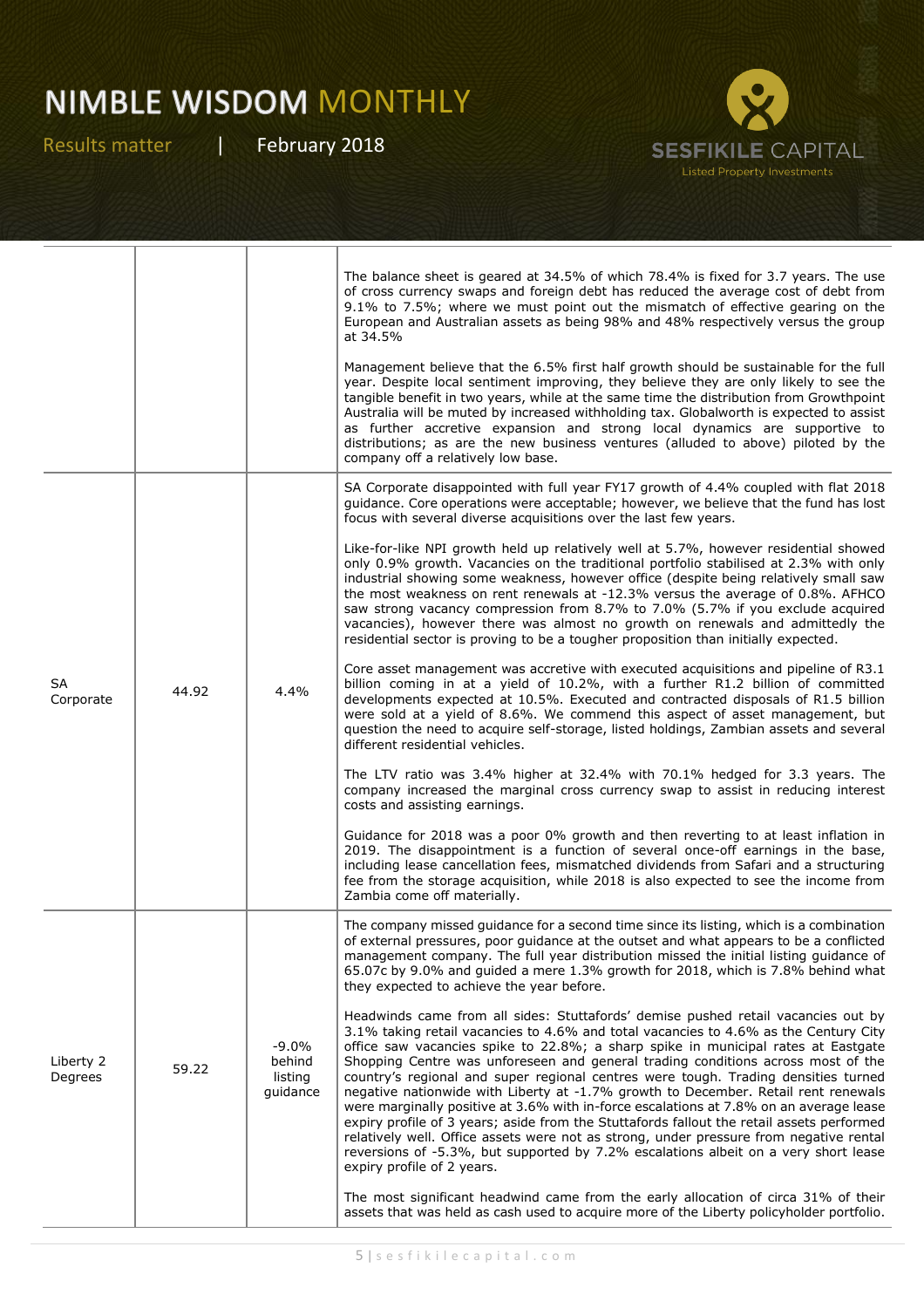|  |  |  |  |
|---|---|---|---|
|  |  |  | The balance sheet is geared at 34.5% of which 78.4% is fixed for 3.7 years. The use of cross currency swaps and foreign debt has reduced the average cost of debt from 9.1% to 7.5%; where we must point out the mismatch of effective gearing on the European and Australian assets as being 98% and 48% respectively versus the group at 34.5%<br><br>Management believe that the 6.5% first half growth should be sustainable for the full year. Despite local sentiment improving, they believe they are only likely to see the tangible benefit in two years, while at the same time the distribution from Growthpoint Australia will be muted by increased withholding tax. Globalworth is expected to assist as further accretive expansion and strong local dynamics are supportive to distributions; as are the new business ventures (alluded to above) piloted by the company off a relatively low base. |
| SA Corporate | 44.92 | 4.4% | SA Corporate disappointed with full year FY17 growth of 4.4% coupled with flat 2018 guidance. Core operations were acceptable; however, we believe that the fund has lost focus with several diverse acquisitions over the last few years.<br><br>Like-for-like NPI growth held up relatively well at 5.7%, however residential showed only 0.9% growth. Vacancies on the traditional portfolio stabilised at 2.3% with only industrial showing some weakness, however office (despite being relatively small saw the most weakness on rent renewals at -12.3% versus the average of 0.8%. AFHCO saw strong vacancy compression from 8.7% to 7.0% (5.7% if you exclude acquired vacancies), however there was almost no growth on renewals and admittedly the residential sector is proving to be a tougher proposition than initially expected.<br><br>Core asset management was accretive with executed acquisitions and pipeline of R3.1 billion coming in at a yield of 10.2%, with a further R1.2 billion of committed developments expected at 10.5%. Executed and contracted disposals of R1.5 billion were sold at a yield of 8.6%. We commend this aspect of asset management, but question the need to acquire self-storage, listed holdings, Zambian assets and several different residential vehicles.<br><br>The LTV ratio was 3.4% higher at 32.4% with 70.1% hedged for 3.3 years. The company increased the marginal cross currency swap to assist in reducing interest costs and assisting earnings.<br><br>Guidance for 2018 was a poor 0% growth and then reverting to at least inflation in 2019. The disappointment is a function of several once-off earnings in the base, including lease cancellation fees, mismatched dividends from Safari and a structuring fee from the storage acquisition, while 2018 is also expected to see the income from Zambia come off materially. |
| Liberty 2 Degrees | 59.22 | -9.0% behind listing guidance | The company missed guidance for a second time since its listing, which is a combination of external pressures, poor guidance at the outset and what appears to be a conflicted management company. The full year distribution missed the initial listing guidance of 65.07c by 9.0% and guided a mere 1.3% growth for 2018, which is 7.8% behind what they expected to achieve the year before.<br><br>Headwinds came from all sides: Stuttafords' demise pushed retail vacancies out by 3.1% taking retail vacancies to 4.6% and total vacancies to 4.6% as the Century City office saw vacancies spike to 22.8%; a sharp spike in municipal rates at Eastgate Shopping Centre was unforeseen and general trading conditions across most of the country's regional and super regional centres were tough. Trading densities turned negative nationwide with Liberty at -1.7% growth to December. Retail rent renewals were marginally positive at 3.6% with in-force escalations at 7.8% on an average lease expiry profile of 3 years; aside from the Stuttafords fallout the retail assets performed relatively well. Office assets were not as strong, under pressure from negative rental reversions of -5.3%, but supported by 7.2% escalations albeit on a very short lease expiry profile of 2 years.<br><br>The most significant headwind came from the early allocation of circa 31% of their assets that was held as cash used to acquire more of the Liberty policyholder portfolio. |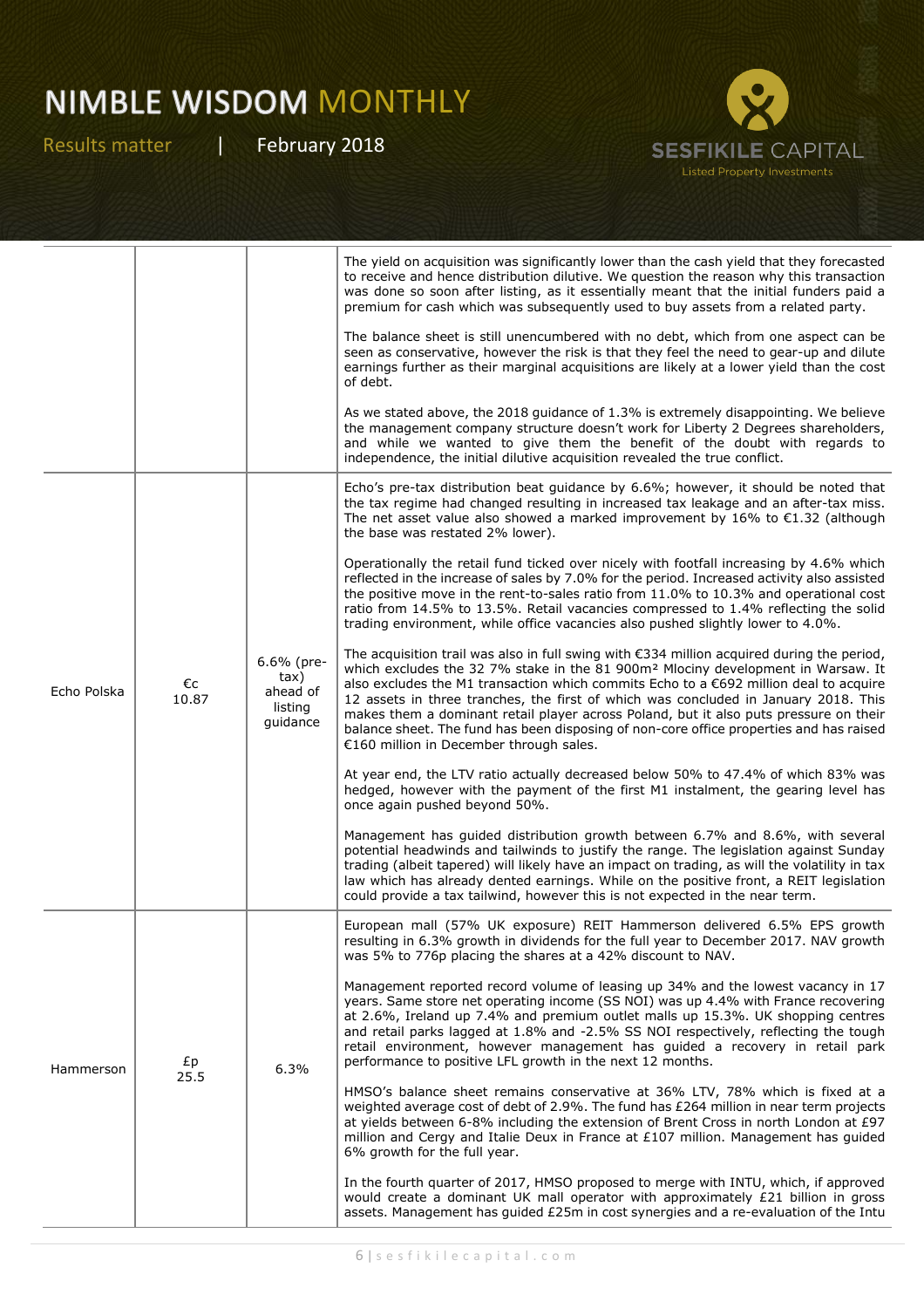| | | | |
|---|---|---|---|
| | | | The yield on acquisition was significantly lower than the cash yield that they forecasted to receive and hence distribution dilutive. We question the reason why this transaction was done so soon after listing, as it essentially meant that the initial funders paid a premium for cash which was subsequently used to buy assets from a related party.<br><br>The balance sheet is still unencumbered with no debt, which from one aspect can be seen as conservative, however the risk is that they feel the need to gear-up and dilute earnings further as their marginal acquisitions are likely at a lower yield than the cost of debt.<br><br>As we stated above, the 2018 guidance of 1.3% is extremely disappointing. We believe the management company structure doesn't work for Liberty 2 Degrees shareholders, and while we wanted to give them the benefit of the doubt with regards to independence, the initial dilutive acquisition revealed the true conflict. |
| Echo Polska | €c 10.87 | 6.6% (pre-tax) ahead of listing guidance | Echo's pre-tax distribution beat guidance by 6.6%; however, it should be noted that the tax regime had changed resulting in increased tax leakage and an after-tax miss. The net asset value also showed a marked improvement by 16% to €1.32 (although the base was restated 2% lower).<br><br>Operationally the retail fund ticked over nicely with footfall increasing by 4.6% which reflected in the increase of sales by 7.0% for the period. Increased activity also assisted the positive move in the rent-to-sales ratio from 11.0% to 10.3% and operational cost ratio from 14.5% to 13.5%. Retail vacancies compressed to 1.4% reflecting the solid trading environment, while office vacancies also pushed slightly lower to 4.0%.<br><br>The acquisition trail was also in full swing with €334 million acquired during the period, which excludes the 32 7% stake in the 81 900m² Mlociny development in Warsaw. It also excludes the M1 transaction which commits Echo to a €692 million deal to acquire 12 assets in three tranches, the first of which was concluded in January 2018. This makes them a dominant retail player across Poland, but it also puts pressure on their balance sheet. The fund has been disposing of non-core office properties and has raised €160 million in December through sales.<br><br>At year end, the LTV ratio actually decreased below 50% to 47.4% of which 83% was hedged, however with the payment of the first M1 instalment, the gearing level has once again pushed beyond 50%.<br><br>Management has guided distribution growth between 6.7% and 8.6%, with several potential headwinds and tailwinds to justify the range. The legislation against Sunday trading (albeit tapered) will likely have an impact on trading, as will the volatility in tax law which has already dented earnings. While on the positive front, a REIT legislation could provide a tax tailwind, however this is not expected in the near term. |
| Hammerson | £p 25.5 | 6.3% | European mall (57% UK exposure) REIT Hammerson delivered 6.5% EPS growth resulting in 6.3% growth in dividends for the full year to December 2017. NAV growth was 5% to 776p placing the shares at a 42% discount to NAV.<br><br>Management reported record volume of leasing up 34% and the lowest vacancy in 17 years. Same store net operating income (SS NOI) was up 4.4% with France recovering at 2.6%, Ireland up 7.4% and premium outlet malls up 15.3%. UK shopping centres and retail parks lagged at 1.8% and -2.5% SS NOI respectively, reflecting the tough retail environment, however management has guided a recovery in retail park performance to positive LFL growth in the next 12 months.<br><br>HMSO's balance sheet remains conservative at 36% LTV, 78% which is fixed at a weighted average cost of debt of 2.9%. The fund has £264 million in near term projects at yields between 6-8% including the extension of Brent Cross in north London at £97 million and Cergy and Italie Deux in France at £107 million. Management has guided 6% growth for the full year.<br><br>In the fourth quarter of 2017, HMSO proposed to merge with INTU, which, if approved would create a dominant UK mall operator with approximately £21 billion in gross assets. Management has guided £25m in cost synergies and a re-evaluation of the Intu |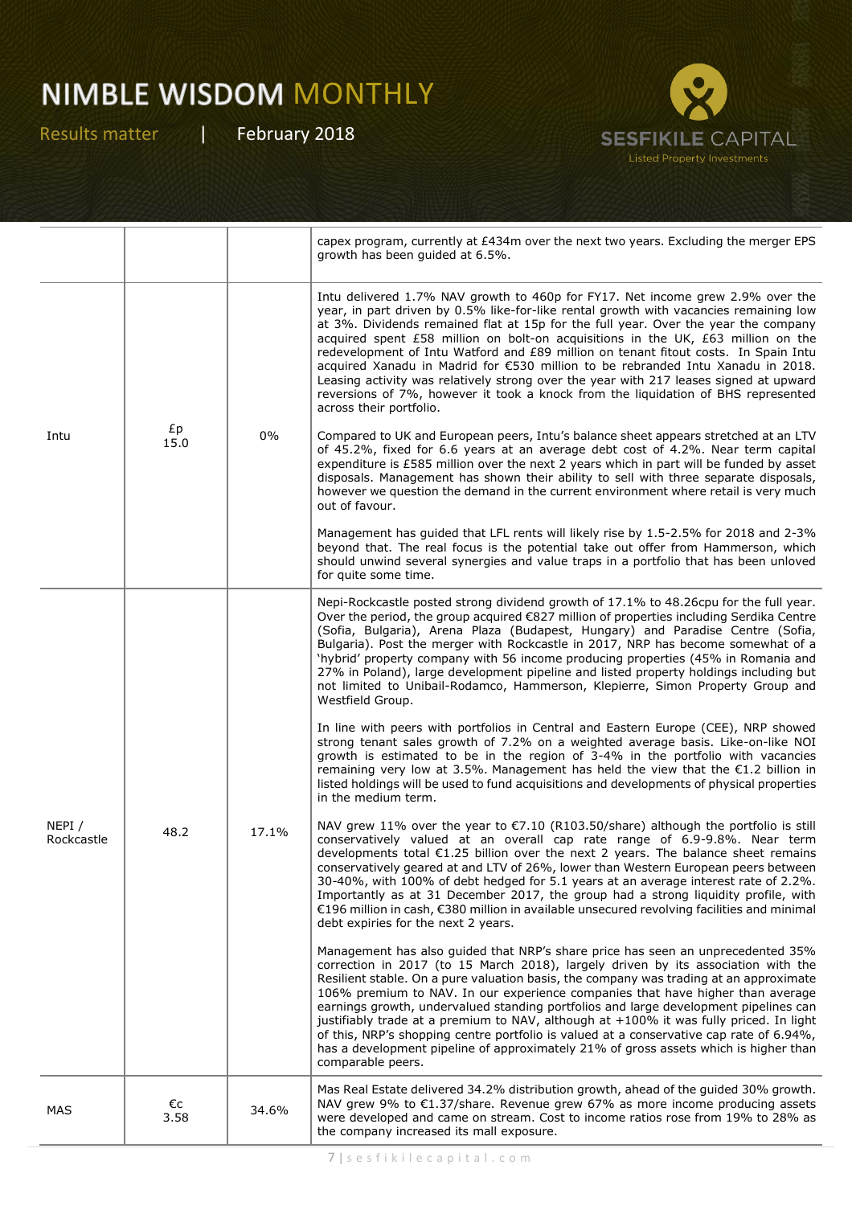| | | | |
|---|---|---|---|
| | | | capex program, currently at £434m over the next two years. Excluding the merger EPS growth has been guided at 6.5%. |
| Intu | £p 15.0 | 0% | Intu delivered 1.7% NAV growth to 460p for FY17. Net income grew 2.9% over the year, in part driven by 0.5% like-for-like rental growth with vacancies remaining low at 3%. Dividends remained flat at 15p for the full year. Over the year the company acquired spent £58 million on bolt-on acquisitions in the UK, £63 million on the redevelopment of Intu Watford and £89 million on tenant fitout costs. In Spain Intu acquired Xanadu in Madrid for €530 million to be rebranded Intu Xanadu in 2018. Leasing activity was relatively strong over the year with 217 leases signed at upward reversions of 7%, however it took a knock from the liquidation of BHS represented across their portfolio.<br><br>Compared to UK and European peers, Intu's balance sheet appears stretched at an LTV of 45.2%, fixed for 6.6 years at an average debt cost of 4.2%. Near term capital expenditure is £585 million over the next 2 years which in part will be funded by asset disposals. Management has shown their ability to sell with three separate disposals, however we question the demand in the current environment where retail is very much out of favour.<br><br>Management has guided that LFL rents will likely rise by 1.5-2.5% for 2018 and 2-3% beyond that. The real focus is the potential take out offer from Hammerson, which should unwind several synergies and value traps in a portfolio that has been unloved for quite some time. |
| NEPI / Rockcastle | 48.2 | 17.1% | Nepi-Rockcastle posted strong dividend growth of 17.1% to 48.26cpu for the full year. Over the period, the group acquired €827 million of properties including Serdika Centre (Sofia, Bulgaria), Arena Plaza (Budapest, Hungary) and Paradise Centre (Sofia, Bulgaria). Post the merger with Rockcastle in 2017, NRP has become somewhat of a 'hybrid' property company with 56 income producing properties (45% in Romania and 27% in Poland), large development pipeline and listed property holdings including but not limited to Unibail-Rodamco, Hammerson, Klepierre, Simon Property Group and Westfield Group.<br><br>In line with peers with portfolios in Central and Eastern Europe (CEE), NRP showed strong tenant sales growth of 7.2% on a weighted average basis. Like-on-like NOI growth is estimated to be in the region of 3-4% in the portfolio with vacancies remaining very low at 3.5%. Management has held the view that the €1.2 billion in listed holdings will be used to fund acquisitions and developments of physical properties in the medium term.<br><br>NAV grew 11% over the year to €7.10 (R103.50/share) although the portfolio is still conservatively valued at an overall cap rate range of 6.9-9.8%. Near term developments total €1.25 billion over the next 2 years. The balance sheet remains conservatively geared at and LTV of 26%, lower than Western European peers between 30-40%, with 100% of debt hedged for 5.1 years at an average interest rate of 2.2%. Importantly as at 31 December 2017, the group had a strong liquidity profile, with €196 million in cash, €380 million in available unsecured revolving facilities and minimal debt expiries for the next 2 years.<br><br>Management has also guided that NRP's share price has seen an unprecedented 35% correction in 2017 (to 15 March 2018), largely driven by its association with the Resilient stable. On a pure valuation basis, the company was trading at an approximate 106% premium to NAV. In our experience companies that have higher than average earnings growth, undervalued standing portfolios and large development pipelines can justifiably trade at a premium to NAV, although at +100% it was fully priced. In light of this, NRP's shopping centre portfolio is valued at a conservative cap rate of 6.94%, has a development pipeline of approximately 21% of gross assets which is higher than comparable peers. |
| MAS | €c 3.58 | 34.6% | Mas Real Estate delivered 34.2% distribution growth, ahead of the guided 30% growth. NAV grew 9% to €1.37/share. Revenue grew 67% as more income producing assets were developed and came on stream. Cost to income ratios rose from 19% to 28% as the company increased its mall exposure. |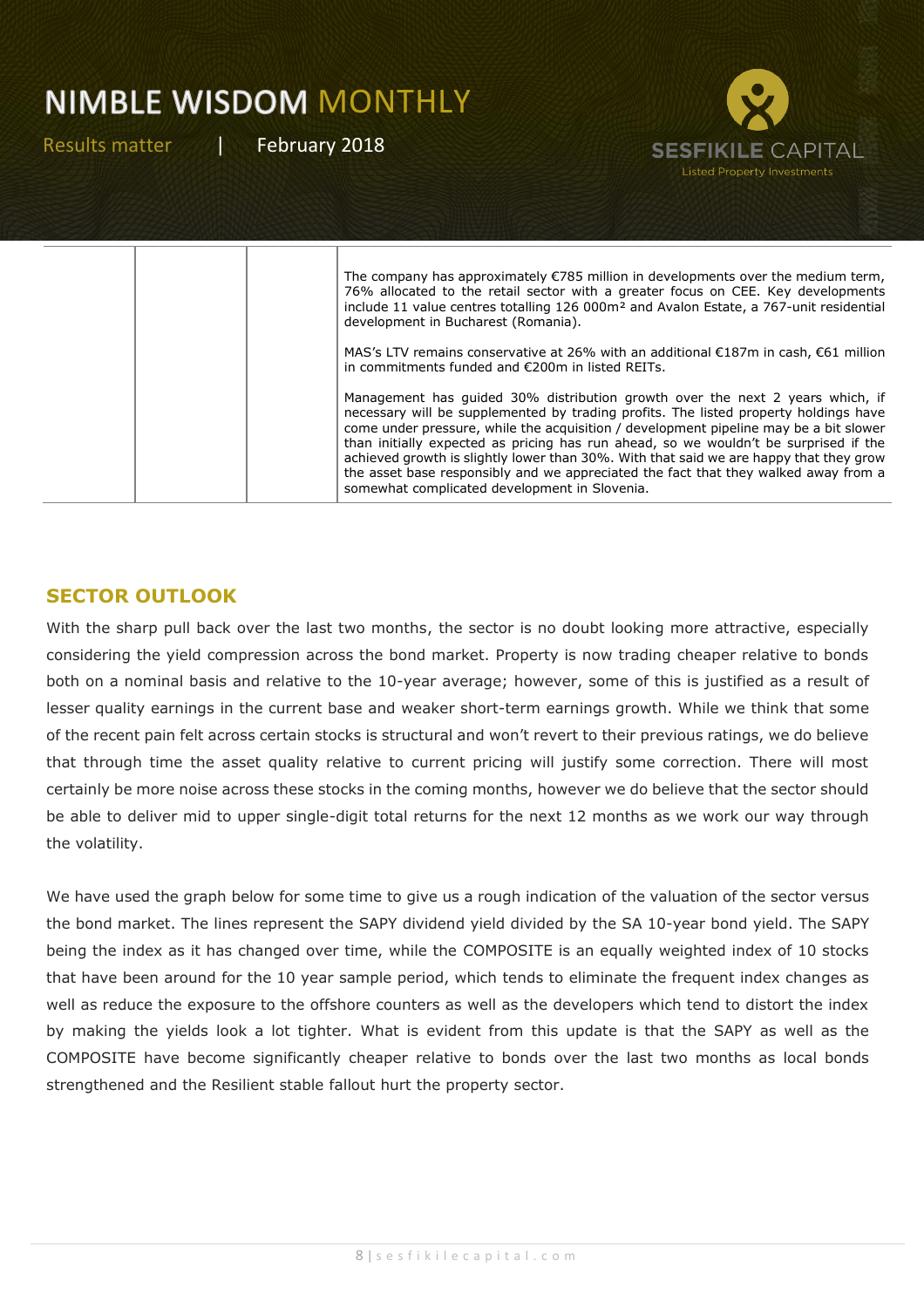|  |  |  | The company has approximately €785 million in developments over the medium term, 76% allocated to the retail sector with a greater focus on CEE. Key developments include 11 value centres totalling 126 000m² and Avalon Estate, a 767-unit residential development in Bucharest (Romania).<br><br>MAS's LTV remains conservative at 26% with an additional €187m in cash, €61 million in commitments funded and €200m in listed REITs.<br><br>Management has guided 30% distribution growth over the next 2 years which, if necessary will be supplemented by trading profits. The listed property holdings have come under pressure, while the acquisition / development pipeline may be a bit slower than initially expected as pricing has run ahead, so we wouldn't be surprised if the achieved growth is slightly lower than 30%. With that said we are happy that they grow the asset base responsibly and we appreciated the fact that they walked away from a somewhat complicated development in Slovenia. |
|---|---|---|---|

## SECTOR OUTLOOK

With the sharp pull back over the last two months, the sector is no doubt looking more attractive, especially considering the yield compression across the bond market. Property is now trading cheaper relative to bonds both on a nominal basis and relative to the 10-year average; however, some of this is justified as a result of lesser quality earnings in the current base and weaker short-term earnings growth. While we think that some of the recent pain felt across certain stocks is structural and won't revert to their previous ratings, we do believe that through time the asset quality relative to current pricing will justify some correction. There will most certainly be more noise across these stocks in the coming months, however we do believe that the sector should be able to deliver mid to upper single-digit total returns for the next 12 months as we work our way through the volatility.

We have used the graph below for some time to give us a rough indication of the valuation of the sector versus the bond market. The lines represent the SAPY dividend yield divided by the SA 10-year bond yield. The SAPY being the index as it has changed over time, while the COMPOSITE is an equally weighted index of 10 stocks that have been around for the 10 year sample period, which tends to eliminate the frequent index changes as well as reduce the exposure to the offshore counters as well as the developers which tend to distort the index by making the yields look a lot tighter. What is evident from this update is that the SAPY as well as the COMPOSITE have become significantly cheaper relative to bonds over the last two months as local bonds strengthened and the Resilient stable fallout hurt the property sector.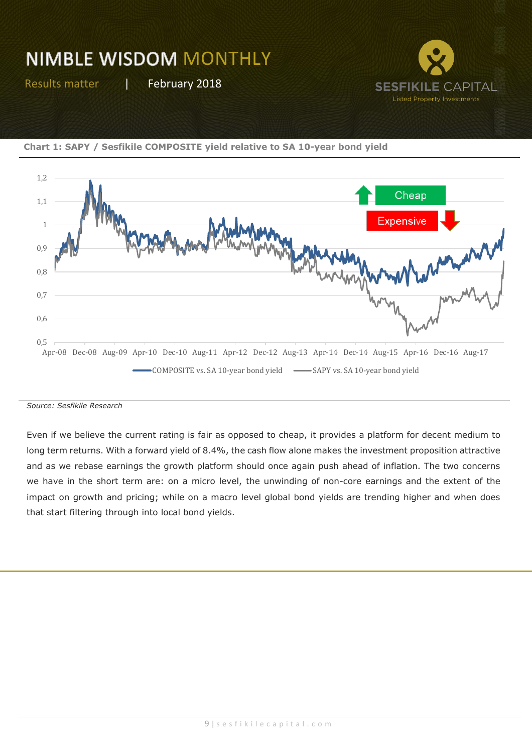**Chart 1: SAPY / Sesfikile COMPOSITE yield relative to SA 10-year bond yield**

*Source: Sesfikile Research*

Even if we believe the current rating is fair as opposed to cheap, it provides a platform for decent medium to long term returns. With a forward yield of 8.4%, the cash flow alone makes the investment proposition attractive and as we rebase earnings the growth platform should once again push ahead of inflation. The two concerns we have in the short term are: on a micro level, the unwinding of non-core earnings and the extent of the impact on growth and pricing; while on a macro level global bond yields are trending higher and when does that start filtering through into local bond yields.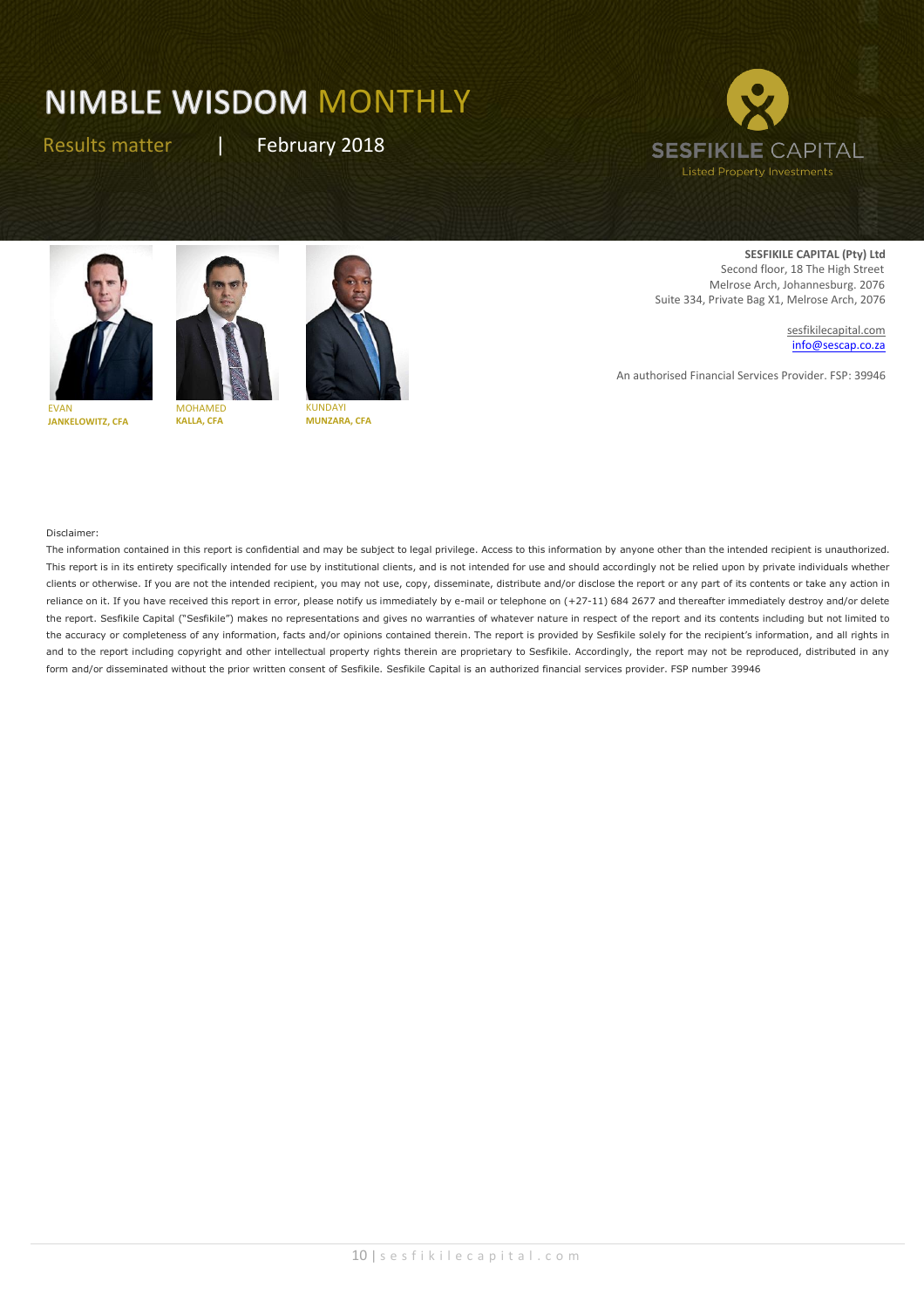# NIMBLE WISDOM MONTHLY

Results matter | February 2018

SESFIKILE CAPITAL
Listed Property Investments

EVAN **JANKELOWITZ, CFA**

MOHAMED **KALLA, CFA**

KUNDAYI **MUNZARA, CFA**

**SESFIKILE CAPITAL (Pty) Ltd**
Second floor, 18 The High Street
Melrose Arch, Johannesburg. 2076
Suite 334, Private Bag X1, Melrose Arch, 2076

sesfikilecapital.com
info@sescap.co.za

An authorised Financial Services Provider. FSP: 39946

Disclaimer:

The information contained in this report is confidential and may be subject to legal privilege. Access to this information by anyone other than the intended recipient is unauthorized. This report is in its entirety specifically intended for use by institutional clients, and is not intended for use and should accordingly not be relied upon by private individuals whether clients or otherwise. If you are not the intended recipient, you may not use, copy, disseminate, distribute and/or disclose the report or any part of its contents or take any action in reliance on it. If you have received this report in error, please notify us immediately by e-mail or telephone on (+27-11) 684 2677 and thereafter immediately destroy and/or delete the report. Sesfikile Capital ("Sesfikile") makes no representations and gives no warranties of whatever nature in respect of the report and its contents including but not limited to the accuracy or completeness of any information, facts and/or opinions contained therein. The report is provided by Sesfikile solely for the recipient's information, and all rights in and to the report including copyright and other intellectual property rights therein are proprietary to Sesfikile. Accordingly, the report may not be reproduced, distributed in any form and/or disseminated without the prior written consent of Sesfikile. Sesfikile Capital is an authorized financial services provider. FSP number 39946